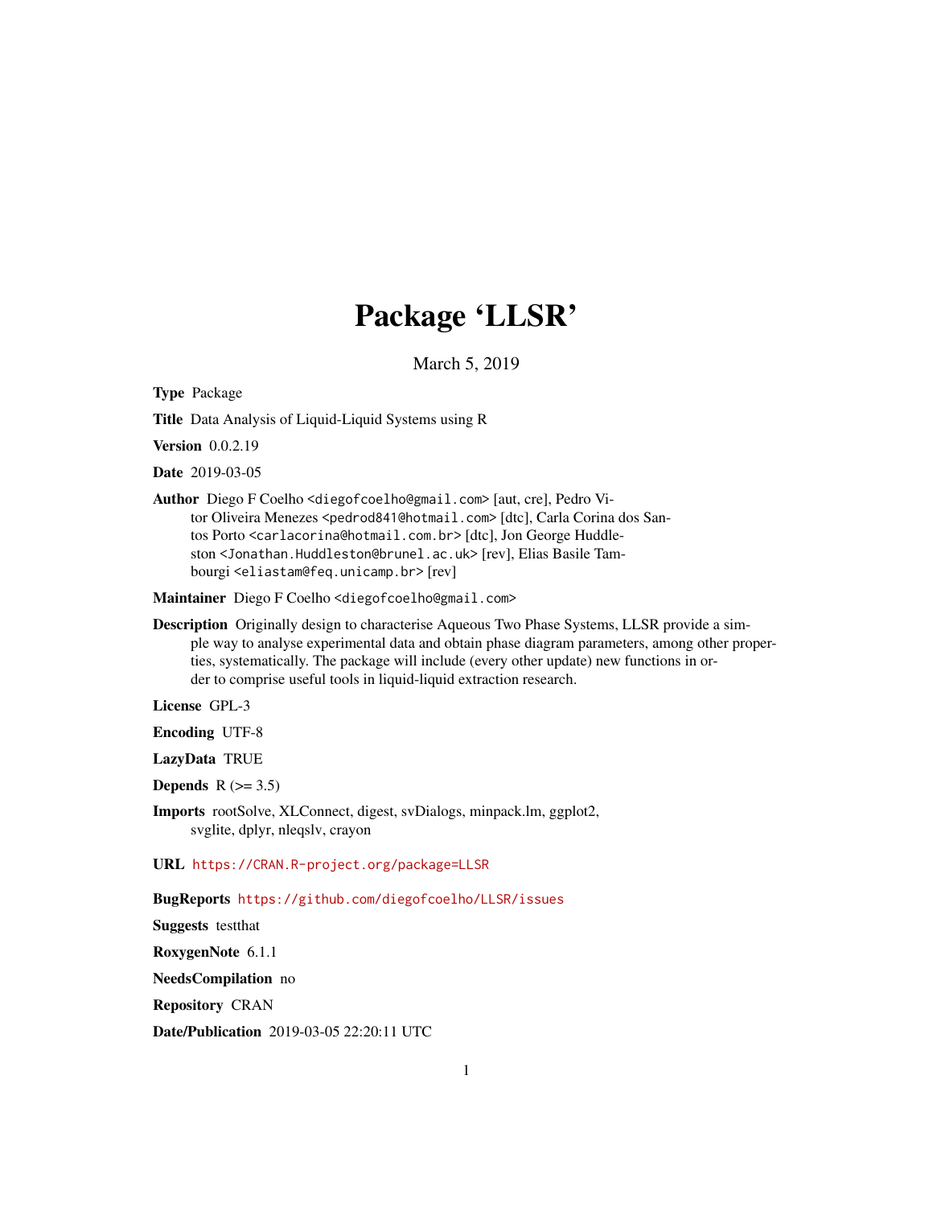# Package 'LLSR'

March 5, 2019

**Type** Package

**Title** Data Analysis of Liquid-Liquid Systems using R

**Version** 0.0.2.19

**Date** 2019-03-05

**Author** Diego F Coelho <diegofcoelho@gmail.com> [aut, cre], Pedro Vitor Oliveira Menezes <pedrod841@hotmail.com> [dtc], Carla Corina dos Santos Porto <carlacorina@hotmail.com.br> [dtc], Jon George Huddleston <Jonathan.Huddleston@brunel.ac.uk> [rev], Elias Basile Tambourgi <eliastam@feq.unicamp.br> [rev]

**Maintainer** Diego F Coelho <diegofcoelho@gmail.com>

**Description** Originally design to characterise Aqueous Two Phase Systems, LLSR provide a simple way to analyse experimental data and obtain phase diagram parameters, among other properties, systematically. The package will include (every other update) new functions in order to comprise useful tools in liquid-liquid extraction research.

**License** GPL-3

**Encoding** UTF-8

**LazyData** TRUE

**Depends** R (>= 3.5)

**Imports** rootSolve, XLConnect, digest, svDialogs, minpack.lm, ggplot2, svglite, dplyr, nleqslv, crayon

**URL** https://CRAN.R-project.org/package=LLSR

**BugReports** https://github.com/diegofcoelho/LLSR/issues

**Suggests** testthat

**RoxygenNote** 6.1.1

**NeedsCompilation** no

**Repository** CRAN

**Date/Publication** 2019-03-05 22:20:11 UTC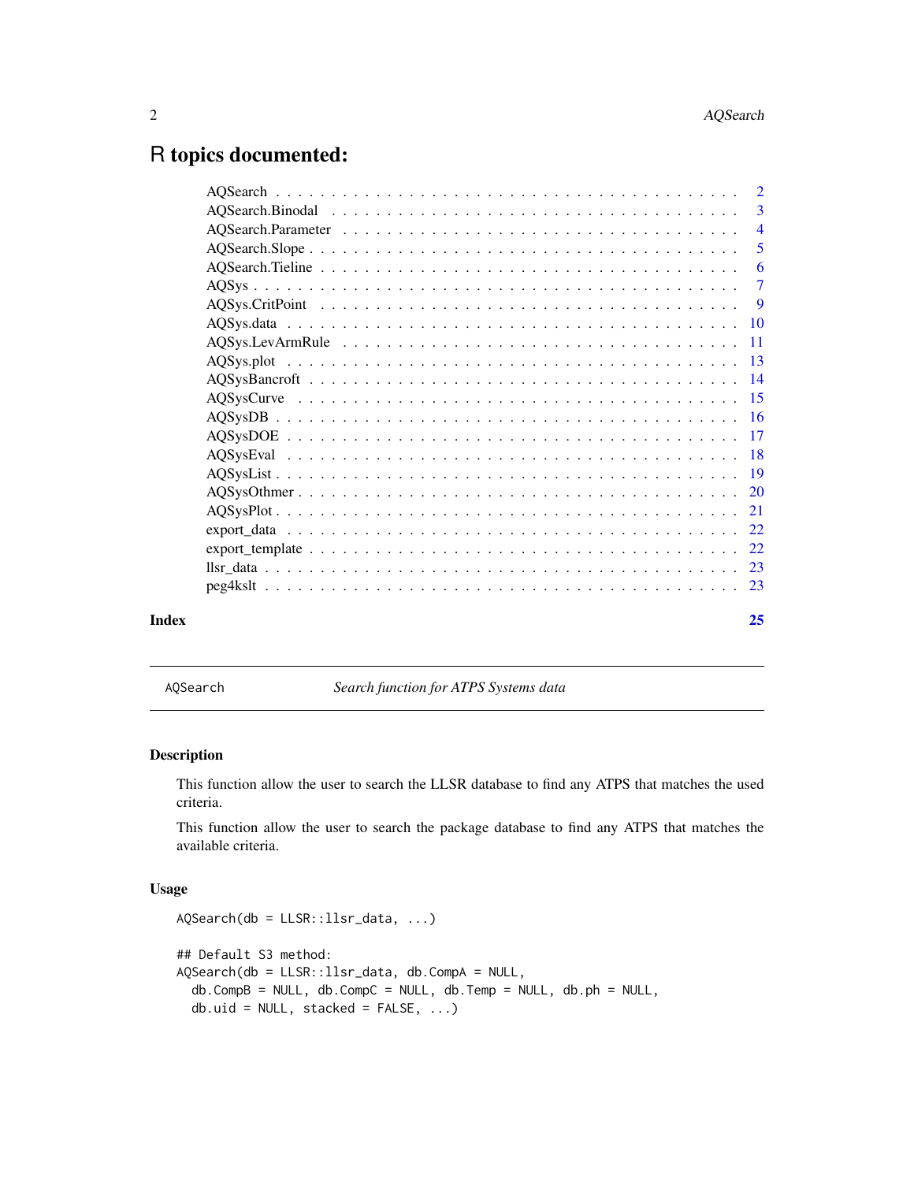# R topics documented:

| | |
|---|---|
| AQSearch | 2 |
| AQSearch.Binodal | 3 |
| AQSearch.Parameter | 4 |
| AQSearch.Slope | 5 |
| AQSearch.Tieline | 6 |
| AQSys | 7 |
| AQSys.CritPoint | 9 |
| AQSys.data | 10 |
| AQSys.LevArmRule | 11 |
| AQSys.plot | 13 |
| AQSysBancroft | 14 |
| AQSysCurve | 15 |
| AQSysDB | 16 |
| AQSysDOE | 17 |
| AQSysEval | 18 |
| AQSysList | 19 |
| AQSysOthmer | 20 |
| AQSysPlot | 21 |
| export_data | 22 |
| export_template | 22 |
| llsr_data | 23 |
| peg4kslt | 23 |

**Index** 25

---

`AQSearch` *Search function for ATPS Systems data*

---

## Description

This function allow the user to search the LLSR database to find any ATPS that matches the used criteria.

This function allow the user to search the package database to find any ATPS that matches the available criteria.

## Usage

```
AQSearch(db = LLSR::llsr_data, ...)

## Default S3 method:
AQSearch(db = LLSR::llsr_data, db.CompA = NULL,
  db.CompB = NULL, db.CompC = NULL, db.Temp = NULL, db.ph = NULL,
  db.uid = NULL, stacked = FALSE, ...)
```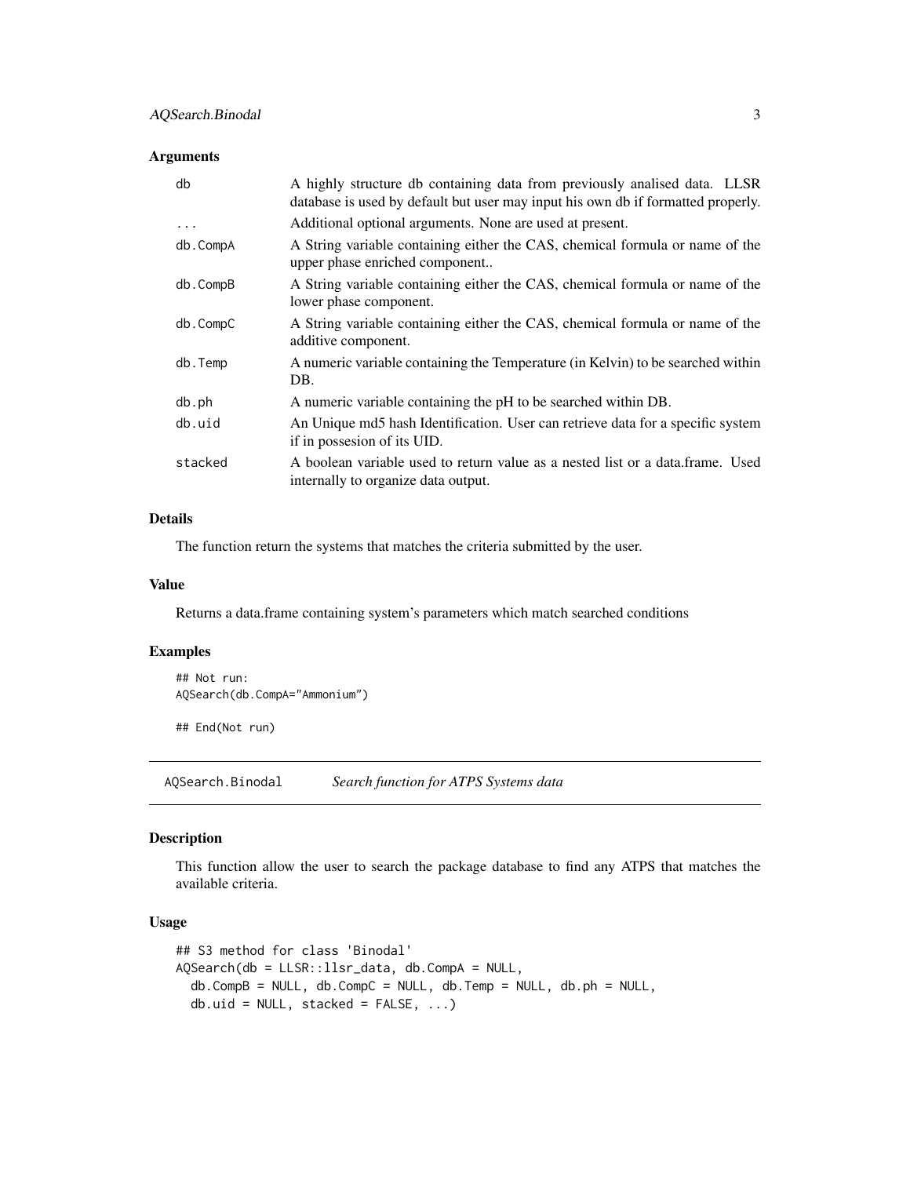### Arguments

| Argument | Description |
|---|---|
| db | A highly structure db containing data from previously analised data. LLSR database is used by default but user may input his own db if formatted properly. |
| ... | Additional optional arguments. None are used at present. |
| db.CompA | A String variable containing either the CAS, chemical formula or name of the upper phase enriched component.. |
| db.CompB | A String variable containing either the CAS, chemical formula or name of the lower phase component. |
| db.CompC | A String variable containing either the CAS, chemical formula or name of the additive component. |
| db.Temp | A numeric variable containing the Temperature (in Kelvin) to be searched within DB. |
| db.ph | A numeric variable containing the pH to be searched within DB. |
| db.uid | An Unique md5 hash Identification. User can retrieve data for a specific system if in possesion of its UID. |
| stacked | A boolean variable used to return value as a nested list or a data.frame. Used internally to organize data output. |

### Details

The function return the systems that matches the criteria submitted by the user.

### Value

Returns a data.frame containing system's parameters which match searched conditions

### Examples

```
## Not run:
AQSearch(db.CompA="Ammonium")

## End(Not run)
```

---

## AQSearch.Binodal *Search function for ATPS Systems data*

### Description

This function allow the user to search the package database to find any ATPS that matches the available criteria.

### Usage

```
## S3 method for class 'Binodal'
AQSearch(db = LLSR::llsr_data, db.CompA = NULL,
  db.CompB = NULL, db.CompC = NULL, db.Temp = NULL, db.ph = NULL,
  db.uid = NULL, stacked = FALSE, ...)
```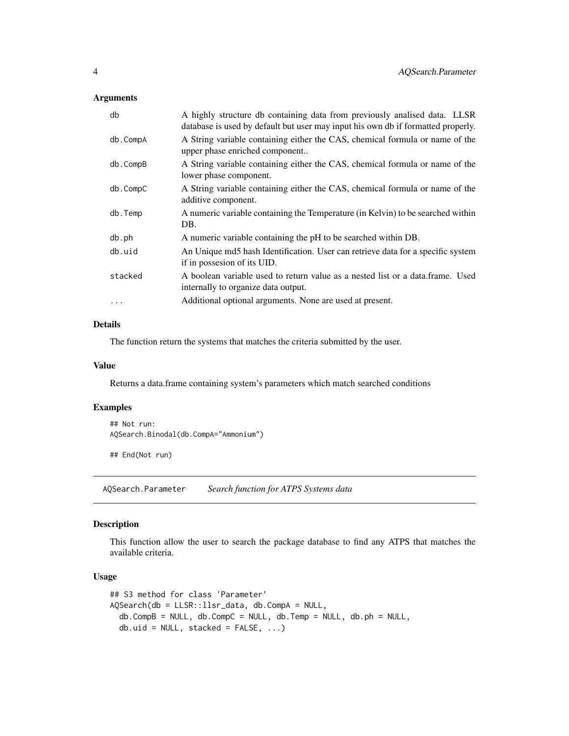### Arguments

| | |
|---|---|
| db | A highly structure db containing data from previously analised data. LLSR database is used by default but user may input his own db if formatted properly. |
| db.CompA | A String variable containing either the CAS, chemical formula or name of the upper phase enriched component.. |
| db.CompB | A String variable containing either the CAS, chemical formula or name of the lower phase component. |
| db.CompC | A String variable containing either the CAS, chemical formula or name of the additive component. |
| db.Temp | A numeric variable containing the Temperature (in Kelvin) to be searched within DB. |
| db.ph | A numeric variable containing the pH to be searched within DB. |
| db.uid | An Unique md5 hash Identification. User can retrieve data for a specific system if in possesion of its UID. |
| stacked | A boolean variable used to return value as a nested list or a data.frame. Used internally to organize data output. |
| ... | Additional optional arguments. None are used at present. |

### Details

The function return the systems that matches the criteria submitted by the user.

### Value

Returns a data.frame containing system's parameters which match searched conditions

### Examples

```
## Not run:
AQSearch.Binodal(db.CompA="Ammonium")

## End(Not run)
```

---

## AQSearch.Parameter *Search function for ATPS Systems data*

### Description

This function allow the user to search the package database to find any ATPS that matches the available criteria.

### Usage

```
## S3 method for class 'Parameter'
AQSearch(db = LLSR::llsr_data, db.CompA = NULL,
  db.CompB = NULL, db.CompC = NULL, db.Temp = NULL, db.ph = NULL,
  db.uid = NULL, stacked = FALSE, ...)
```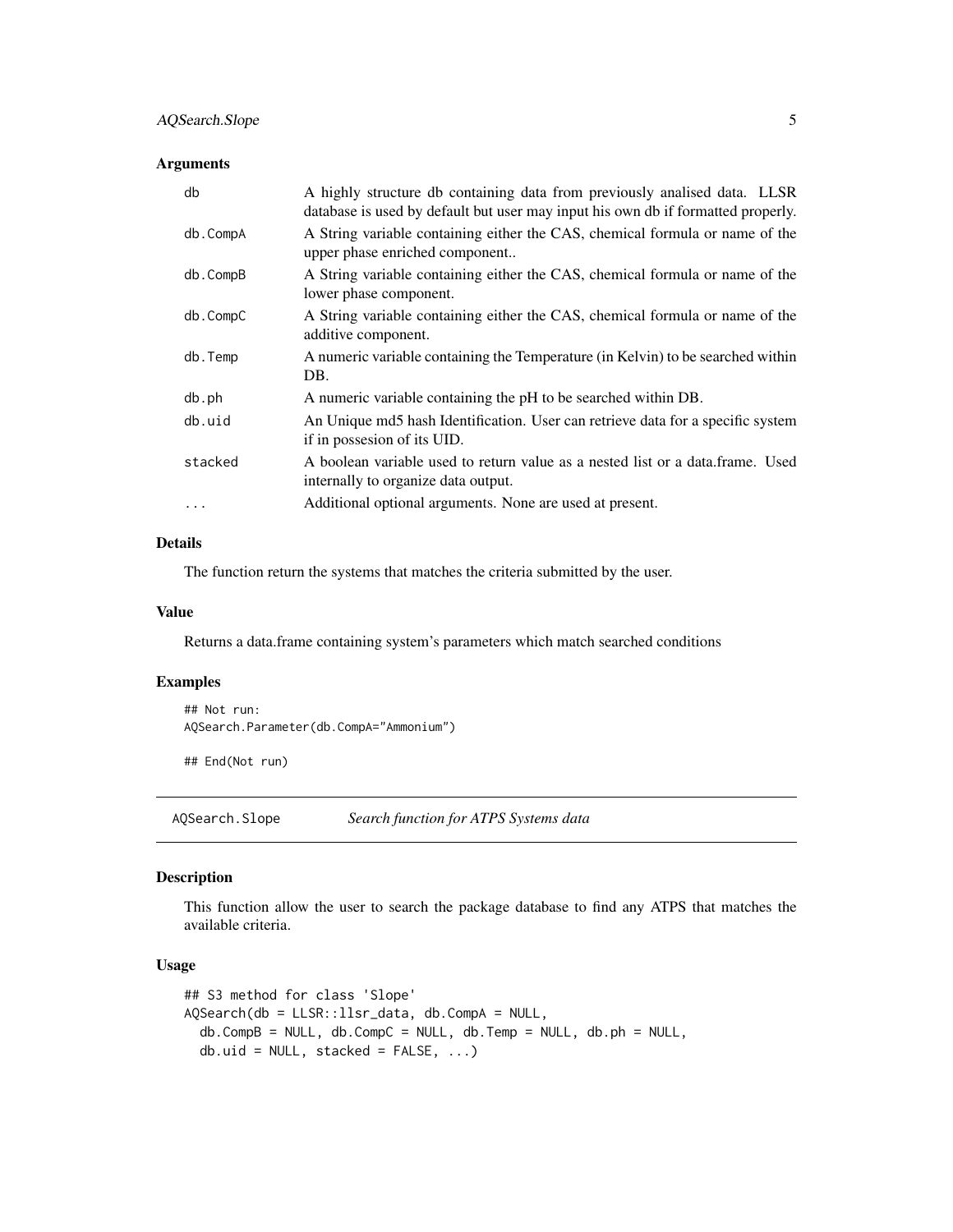### Arguments

| | |
|---|---|
| db | A highly structure db containing data from previously analised data. LLSR database is used by default but user may input his own db if formatted properly. |
| db.CompA | A String variable containing either the CAS, chemical formula or name of the upper phase enriched component.. |
| db.CompB | A String variable containing either the CAS, chemical formula or name of the lower phase component. |
| db.CompC | A String variable containing either the CAS, chemical formula or name of the additive component. |
| db.Temp | A numeric variable containing the Temperature (in Kelvin) to be searched within DB. |
| db.ph | A numeric variable containing the pH to be searched within DB. |
| db.uid | An Unique md5 hash Identification. User can retrieve data for a specific system if in possesion of its UID. |
| stacked | A boolean variable used to return value as a nested list or a data.frame. Used internally to organize data output. |
| ... | Additional optional arguments. None are used at present. |

### Details

The function return the systems that matches the criteria submitted by the user.

### Value

Returns a data.frame containing system's parameters which match searched conditions

### Examples

```
## Not run:
AQSearch.Parameter(db.CompA="Ammonium")

## End(Not run)
```

---

## AQSearch.Slope *Search function for ATPS Systems data*

---

### Description

This function allow the user to search the package database to find any ATPS that matches the available criteria.

### Usage

```
## S3 method for class 'Slope'
AQSearch(db = LLSR::llsr_data, db.CompA = NULL,
  db.CompB = NULL, db.CompC = NULL, db.Temp = NULL, db.ph = NULL,
  db.uid = NULL, stacked = FALSE, ...)
```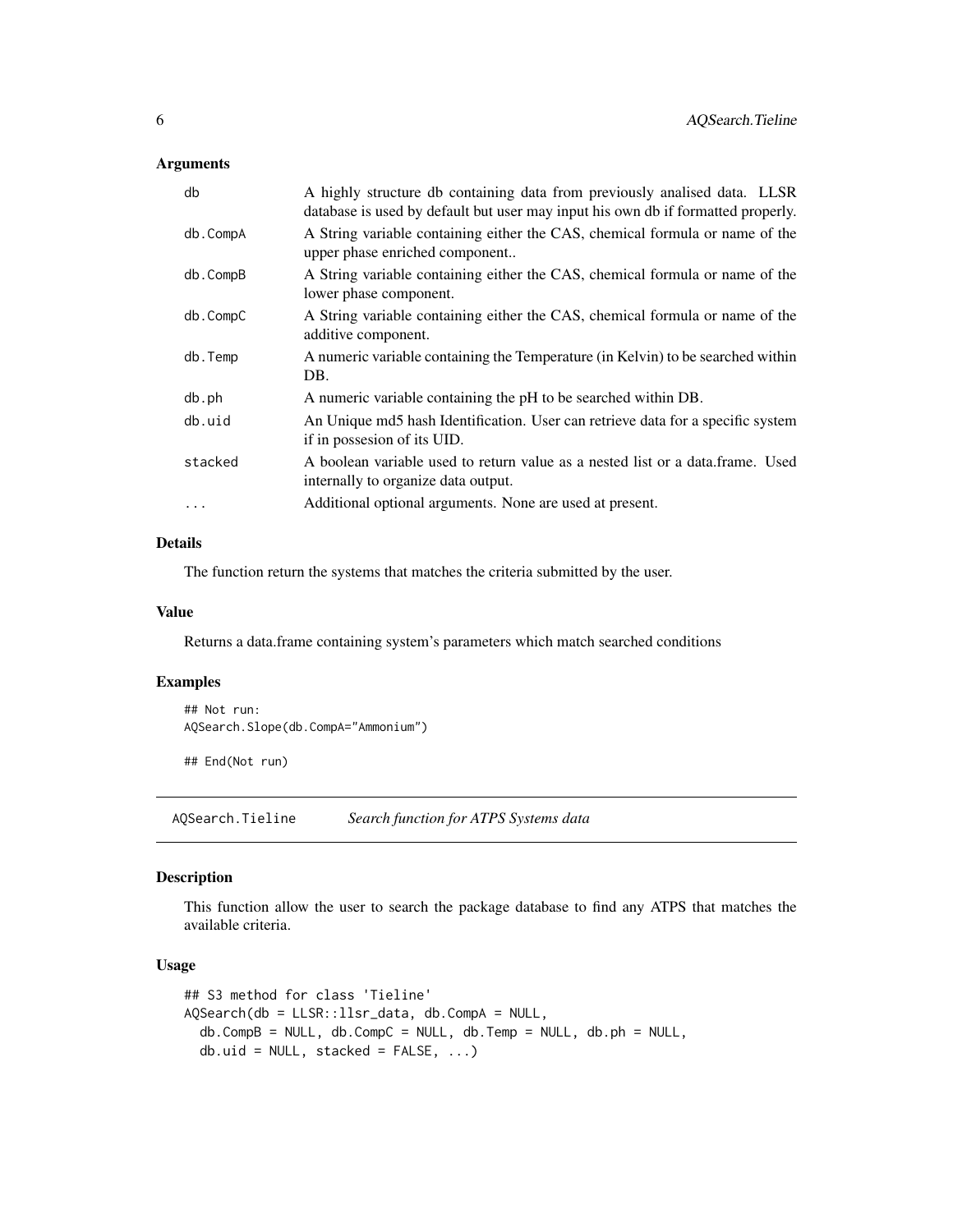### Arguments

| | |
|---|---|
| db | A highly structure db containing data from previously analised data. LLSR database is used by default but user may input his own db if formatted properly. |
| db.CompA | A String variable containing either the CAS, chemical formula or name of the upper phase enriched component.. |
| db.CompB | A String variable containing either the CAS, chemical formula or name of the lower phase component. |
| db.CompC | A String variable containing either the CAS, chemical formula or name of the additive component. |
| db.Temp | A numeric variable containing the Temperature (in Kelvin) to be searched within DB. |
| db.ph | A numeric variable containing the pH to be searched within DB. |
| db.uid | An Unique md5 hash Identification. User can retrieve data for a specific system if in possesion of its UID. |
| stacked | A boolean variable used to return value as a nested list or a data.frame. Used internally to organize data output. |
| ... | Additional optional arguments. None are used at present. |

### Details

The function return the systems that matches the criteria submitted by the user.

### Value

Returns a data.frame containing system's parameters which match searched conditions

### Examples

```
## Not run:
AQSearch.Slope(db.CompA="Ammonium")

## End(Not run)
```

---

## AQSearch.Tieline    *Search function for ATPS Systems data*

### Description

This function allow the user to search the package database to find any ATPS that matches the available criteria.

### Usage

```
## S3 method for class 'Tieline'
AQSearch(db = LLSR::llsr_data, db.CompA = NULL,
  db.CompB = NULL, db.CompC = NULL, db.Temp = NULL, db.ph = NULL,
  db.uid = NULL, stacked = FALSE, ...)
```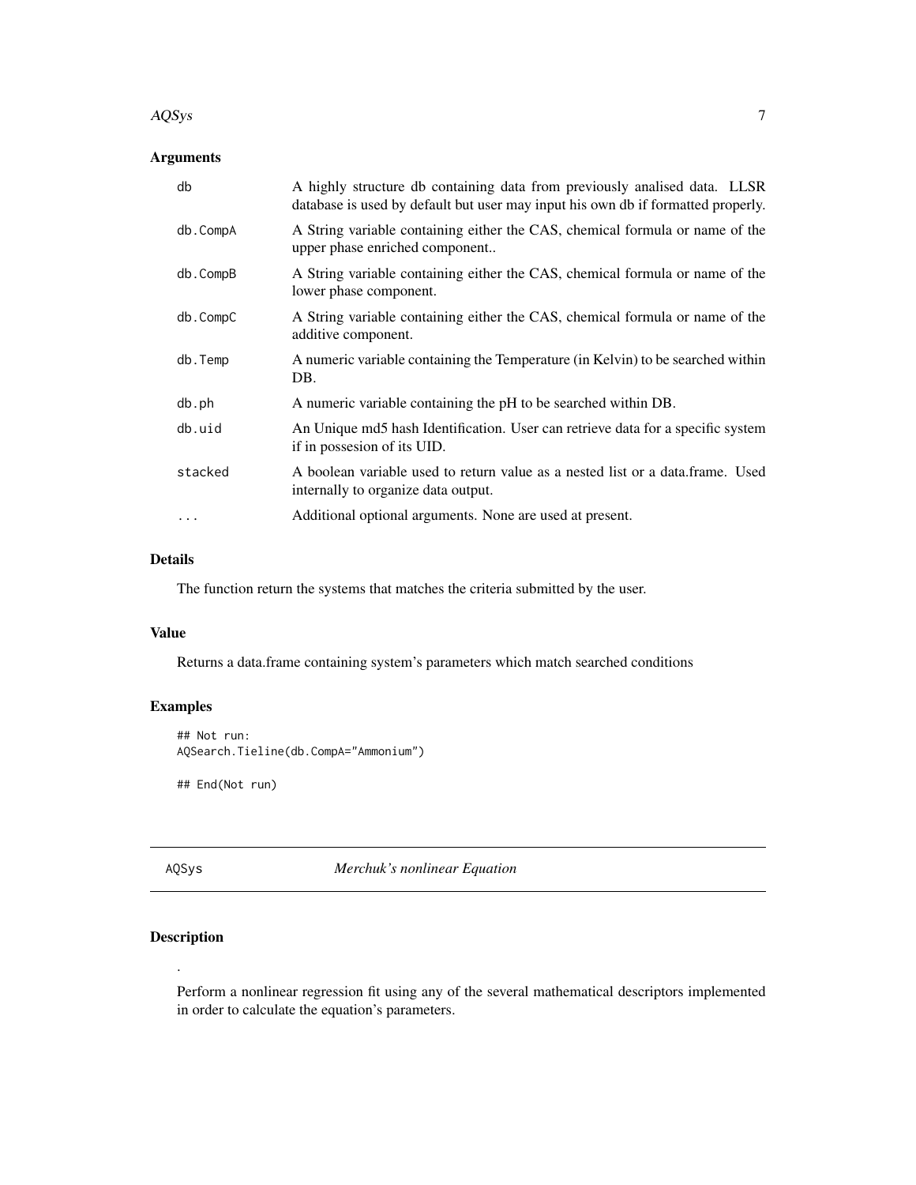### Arguments

| | |
|---|---|
| db | A highly structure db containing data from previously analised data. LLSR database is used by default but user may input his own db if formatted properly. |
| db.CompA | A String variable containing either the CAS, chemical formula or name of the upper phase enriched component.. |
| db.CompB | A String variable containing either the CAS, chemical formula or name of the lower phase component. |
| db.CompC | A String variable containing either the CAS, chemical formula or name of the additive component. |
| db.Temp | A numeric variable containing the Temperature (in Kelvin) to be searched within DB. |
| db.ph | A numeric variable containing the pH to be searched within DB. |
| db.uid | An Unique md5 hash Identification. User can retrieve data for a specific system if in possesion of its UID. |
| stacked | A boolean variable used to return value as a nested list or a data.frame. Used internally to organize data output. |
| ... | Additional optional arguments. None are used at present. |

### Details

The function return the systems that matches the criteria submitted by the user.

### Value

Returns a data.frame containing system's parameters which match searched conditions

### Examples

```
## Not run:
AQSearch.Tieline(db.CompA="Ammonium")

## End(Not run)
```

---

## AQSys *Merchuk's nonlinear Equation*

---

### Description

.

Perform a nonlinear regression fit using any of the several mathematical descriptors implemented in order to calculate the equation's parameters.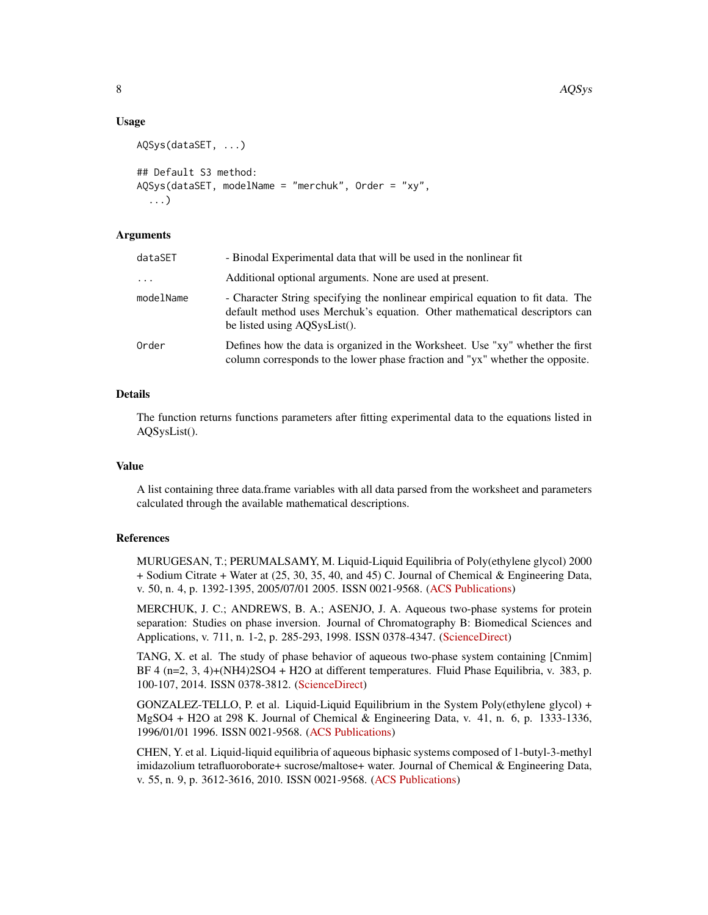### Usage

```
AQSys(dataSET, ...)

## Default S3 method:
AQSys(dataSET, modelName = "merchuk", Order = "xy",
  ...)
```

### Arguments

| | |
|---|---|
| dataSET | - Binodal Experimental data that will be used in the nonlinear fit |
| ... | Additional optional arguments. None are used at present. |
| modelName | - Character String specifying the nonlinear empirical equation to fit data. The default method uses Merchuk's equation. Other mathematical descriptors can be listed using AQSysList(). |
| Order | Defines how the data is organized in the Worksheet. Use "xy" whether the first column corresponds to the lower phase fraction and "yx" whether the opposite. |

### Details

The function returns functions parameters after fitting experimental data to the equations listed in AQSysList().

### Value

A list containing three data.frame variables with all data parsed from the worksheet and parameters calculated through the available mathematical descriptions.

### References

MURUGESAN, T.; PERUMALSAMY, M. Liquid-Liquid Equilibria of Poly(ethylene glycol) 2000 + Sodium Citrate + Water at (25, 30, 35, 40, and 45) C. Journal of Chemical & Engineering Data, v. 50, n. 4, p. 1392-1395, 2005/07/01 2005. ISSN 0021-9568. (ACS Publications)

MERCHUK, J. C.; ANDREWS, B. A.; ASENJO, J. A. Aqueous two-phase systems for protein separation: Studies on phase inversion. Journal of Chromatography B: Biomedical Sciences and Applications, v. 711, n. 1-2, p. 285-293, 1998. ISSN 0378-4347. (ScienceDirect)

TANG, X. et al. The study of phase behavior of aqueous two-phase system containing [Cnmim] BF 4 (n=2, 3, 4)+(NH4)2SO4 + H2O at different temperatures. Fluid Phase Equilibria, v. 383, p. 100-107, 2014. ISSN 0378-3812. (ScienceDirect)

GONZALEZ-TELLO, P. et al. Liquid-Liquid Equilibrium in the System Poly(ethylene glycol) + MgSO4 + H2O at 298 K. Journal of Chemical & Engineering Data, v. 41, n. 6, p. 1333-1336, 1996/01/01 1996. ISSN 0021-9568. (ACS Publications)

CHEN, Y. et al. Liquid-liquid equilibria of aqueous biphasic systems composed of 1-butyl-3-methyl imidazolium tetrafluoroborate+ sucrose/maltose+ water. Journal of Chemical & Engineering Data, v. 55, n. 9, p. 3612-3616, 2010. ISSN 0021-9568. (ACS Publications)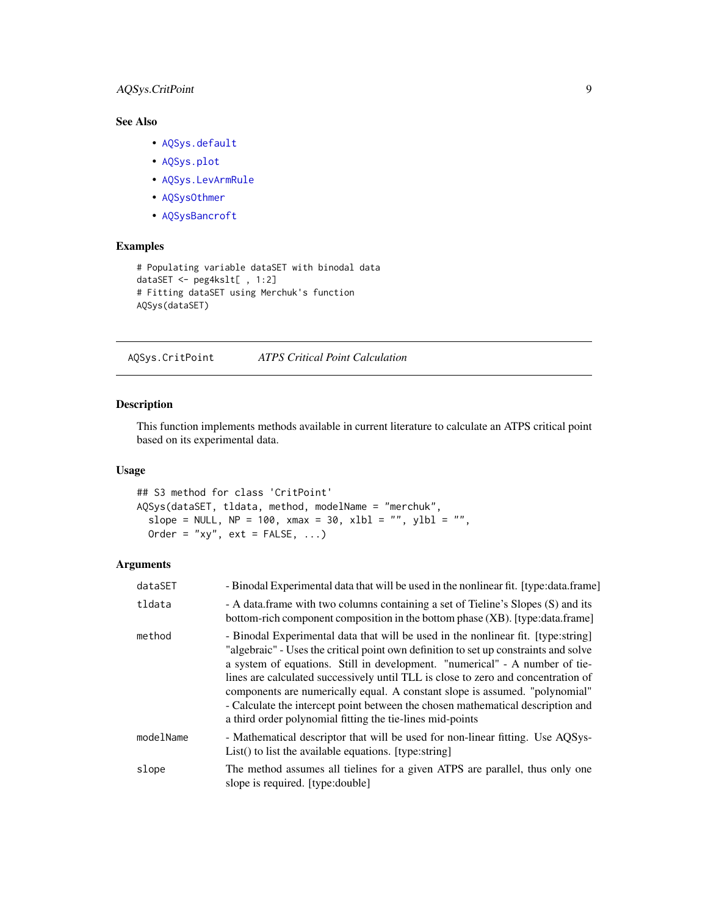## See Also

- AQSys.default
- AQSys.plot
- AQSys.LevArmRule
- AQSysOthmer
- AQSysBancroft

## Examples

```
# Populating variable dataSET with binodal data
dataSET <- peg4kslt[ , 1:2]
# Fitting dataSET using Merchuk's function
AQSys(dataSET)
```

---

# AQSys.CritPoint — *ATPS Critical Point Calculation*

---

## Description

This function implements methods available in current literature to calculate an ATPS critical point based on its experimental data.

## Usage

```
## S3 method for class 'CritPoint'
AQSys(dataSET, tldata, method, modelName = "merchuk",
  slope = NULL, NP = 100, xmax = 30, xlbl = "", ylbl = "",
  Order = "xy", ext = FALSE, ...)
```

## Arguments

| | |
|---|---|
| dataSET | - Binodal Experimental data that will be used in the nonlinear fit. [type:data.frame] |
| tldata | - A data.frame with two columns containing a set of Tieline's Slopes (S) and its bottom-rich component composition in the bottom phase (XB). [type:data.frame] |
| method | - Binodal Experimental data that will be used in the nonlinear fit. [type:string] "algebraic" - Uses the critical point own definition to set up constraints and solve a system of equations. Still in development. "numerical" - A number of tie-lines are calculated successively until TLL is close to zero and concentration of components are numerically equal. A constant slope is assumed. "polynomial" - Calculate the intercept point between the chosen mathematical description and a third order polynomial fitting the tie-lines mid-points |
| modelName | - Mathematical descriptor that will be used for non-linear fitting. Use AQSysList() to list the available equations. [type:string] |
| slope | The method assumes all tielines for a given ATPS are parallel, thus only one slope is required. [type:double] |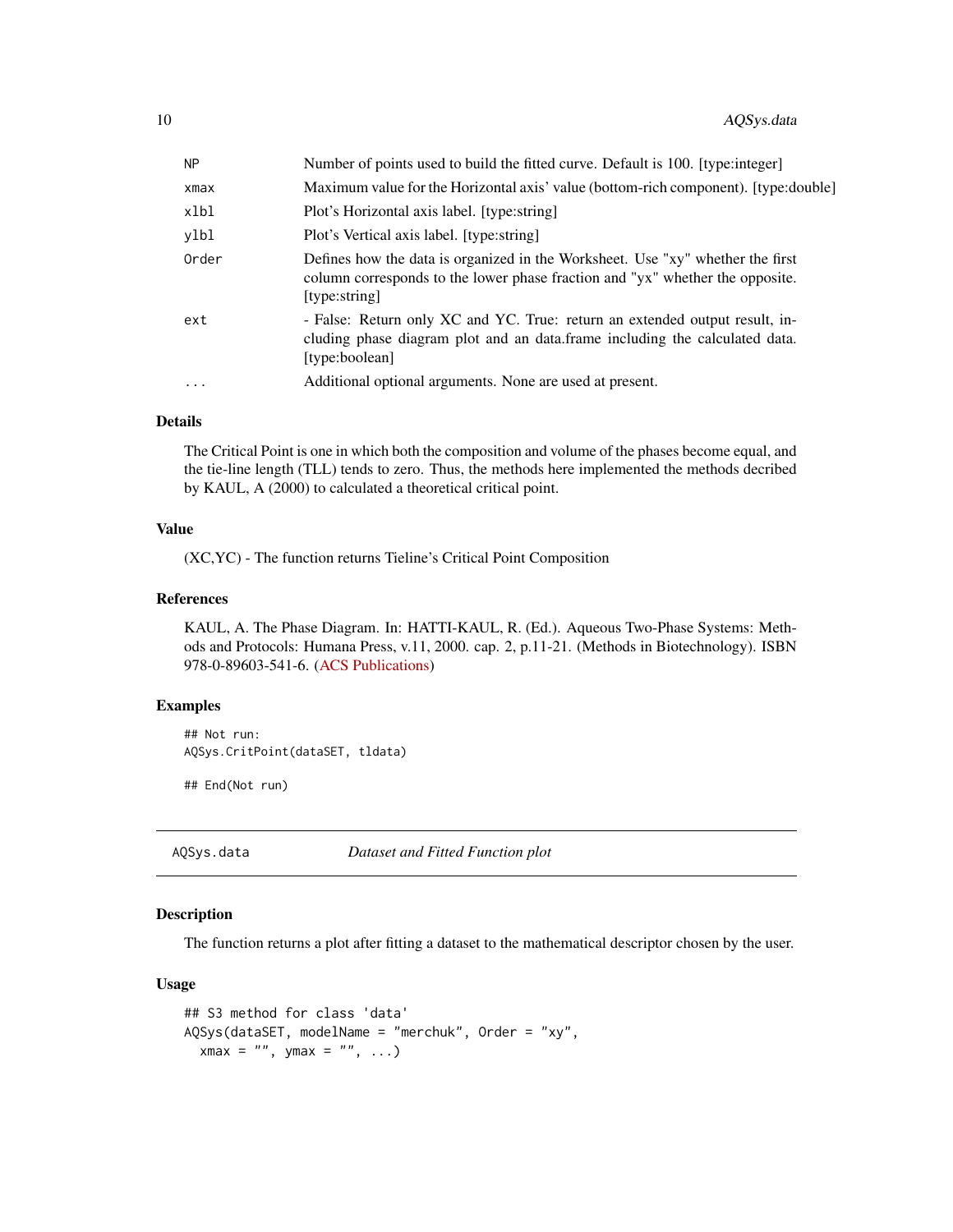| | |
|---|---|
| NP | Number of points used to build the fitted curve. Default is 100. [type:integer] |
| xmax | Maximum value for the Horizontal axis' value (bottom-rich component). [type:double] |
| xlbl | Plot's Horizontal axis label. [type:string] |
| ylbl | Plot's Vertical axis label. [type:string] |
| Order | Defines how the data is organized in the Worksheet. Use "xy" whether the first column corresponds to the lower phase fraction and "yx" whether the opposite. [type:string] |
| ext | - False: Return only XC and YC. True: return an extended output result, including phase diagram plot and an data.frame including the calculated data. [type:boolean] |
| ... | Additional optional arguments. None are used at present. |

### Details

The Critical Point is one in which both the composition and volume of the phases become equal, and the tie-line length (TLL) tends to zero. Thus, the methods here implemented the methods decribed by KAUL, A (2000) to calculated a theoretical critical point.

### Value

(XC,YC) - The function returns Tieline's Critical Point Composition

### References

KAUL, A. The Phase Diagram. In: HATTI-KAUL, R. (Ed.). Aqueous Two-Phase Systems: Methods and Protocols: Humana Press, v.11, 2000. cap. 2, p.11-21. (Methods in Biotechnology). ISBN 978-0-89603-541-6. (ACS Publications)

### Examples

```
## Not run:
AQSys.CritPoint(dataSET, tldata)

## End(Not run)
```

---

## AQSys.data *Dataset and Fitted Function plot*

---

### Description

The function returns a plot after fitting a dataset to the mathematical descriptor chosen by the user.

### Usage

```
## S3 method for class 'data'
AQSys(dataSET, modelName = "merchuk", Order = "xy",
  xmax = "", ymax = "", ...)
```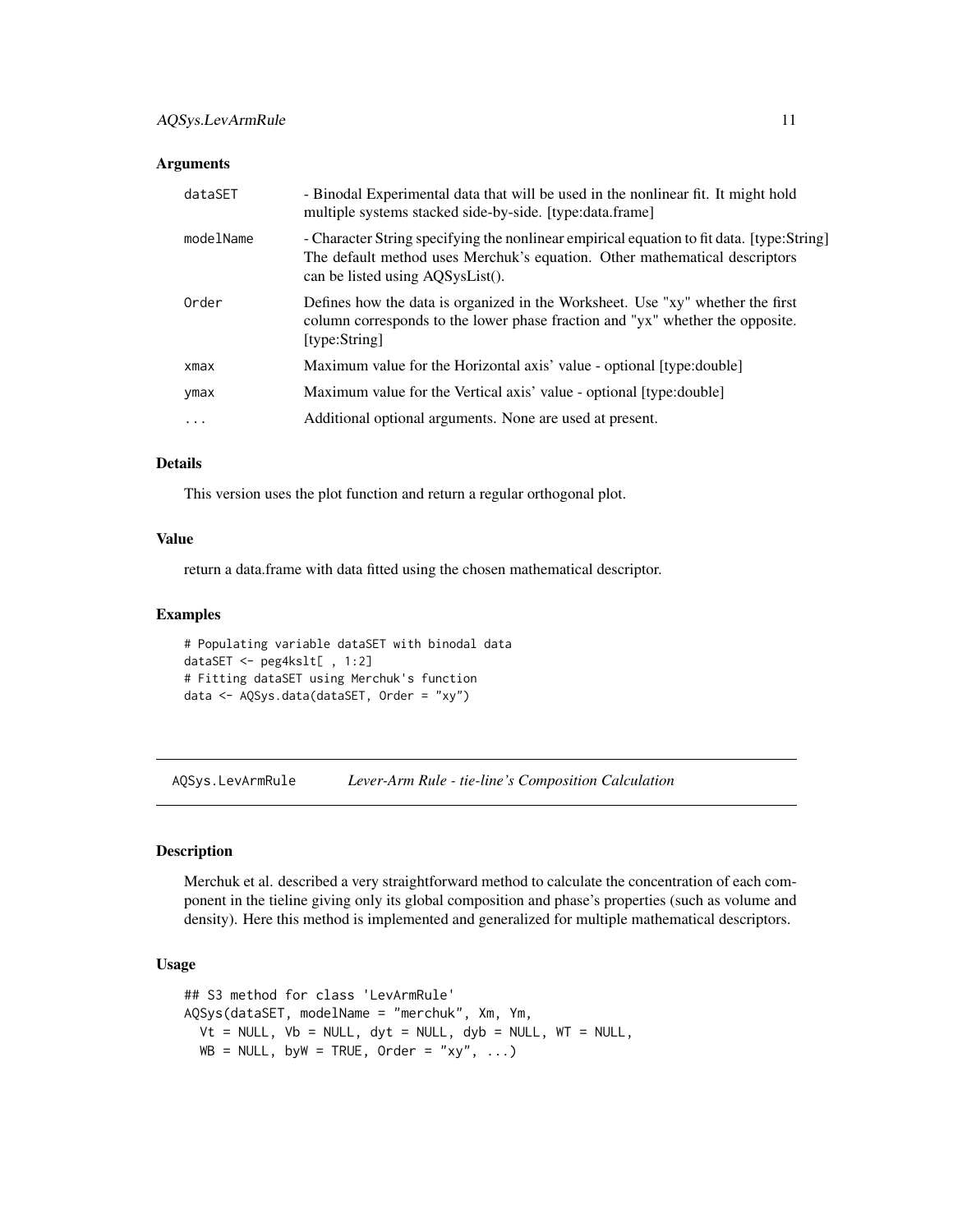### Arguments

| | |
|---|---|
| dataSET | - Binodal Experimental data that will be used in the nonlinear fit. It might hold multiple systems stacked side-by-side. [type:data.frame] |
| modelName | - Character String specifying the nonlinear empirical equation to fit data. [type:String] The default method uses Merchuk's equation. Other mathematical descriptors can be listed using AQSysList(). |
| Order | Defines how the data is organized in the Worksheet. Use "xy" whether the first column corresponds to the lower phase fraction and "yx" whether the opposite. [type:String] |
| xmax | Maximum value for the Horizontal axis' value - optional [type:double] |
| ymax | Maximum value for the Vertical axis' value - optional [type:double] |
| ... | Additional optional arguments. None are used at present. |

### Details

This version uses the plot function and return a regular orthogonal plot.

### Value

return a data.frame with data fitted using the chosen mathematical descriptor.

### Examples

```
# Populating variable dataSET with binodal data
dataSET <- peg4kslt[ , 1:2]
# Fitting dataSET using Merchuk's function
data <- AQSys.data(dataSET, Order = "xy")
```

---

## AQSys.LevArmRule    *Lever-Arm Rule - tie-line's Composition Calculation*

---

### Description

Merchuk et al. described a very straightforward method to calculate the concentration of each component in the tieline giving only its global composition and phase's properties (such as volume and density). Here this method is implemented and generalized for multiple mathematical descriptors.

### Usage

```
## S3 method for class 'LevArmRule'
AQSys(dataSET, modelName = "merchuk", Xm, Ym,
  Vt = NULL, Vb = NULL, dyt = NULL, dyb = NULL, WT = NULL,
  WB = NULL, byW = TRUE, Order = "xy", ...)
```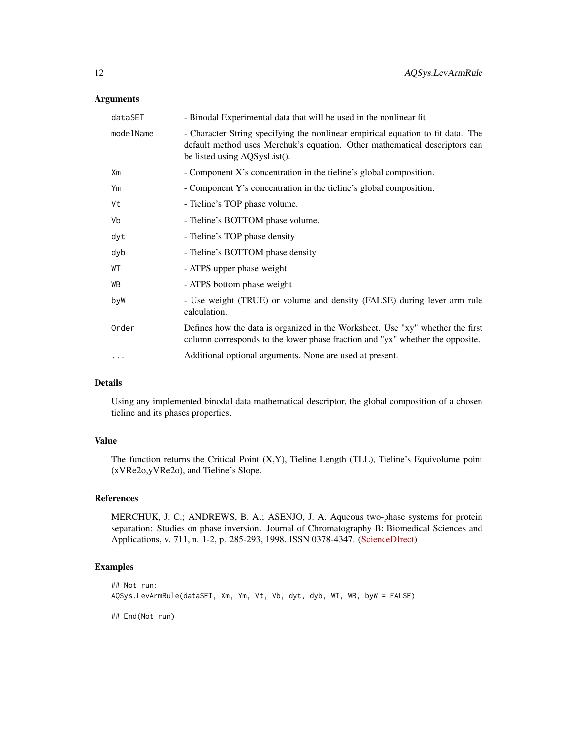### Arguments

| | |
|---|---|
| `dataSET` | - Binodal Experimental data that will be used in the nonlinear fit |
| `modelName` | - Character String specifying the nonlinear empirical equation to fit data. The default method uses Merchuk's equation. Other mathematical descriptors can be listed using AQSysList(). |
| `Xm` | - Component X's concentration in the tieline's global composition. |
| `Ym` | - Component Y's concentration in the tieline's global composition. |
| `Vt` | - Tieline's TOP phase volume. |
| `Vb` | - Tieline's BOTTOM phase volume. |
| `dyt` | - Tieline's TOP phase density |
| `dyb` | - Tieline's BOTTOM phase density |
| `WT` | - ATPS upper phase weight |
| `WB` | - ATPS bottom phase weight |
| `byW` | - Use weight (TRUE) or volume and density (FALSE) during lever arm rule calculation. |
| `Order` | Defines how the data is organized in the Worksheet. Use "xy" whether the first column corresponds to the lower phase fraction and "yx" whether the opposite. |
| `...` | Additional optional arguments. None are used at present. |

### Details

Using any implemented binodal data mathematical descriptor, the global composition of a chosen tieline and its phases properties.

### Value

The function returns the Critical Point (X,Y), Tieline Length (TLL), Tieline's Equivolume point (xVRe2o,yVRe2o), and Tieline's Slope.

### References

MERCHUK, J. C.; ANDREWS, B. A.; ASENJO, J. A. Aqueous two-phase systems for protein separation: Studies on phase inversion. Journal of Chromatography B: Biomedical Sciences and Applications, v. 711, n. 1-2, p. 285-293, 1998. ISSN 0378-4347. (ScienceDIrect)

### Examples

```
## Not run:
AQSys.LevArmRule(dataSET, Xm, Ym, Vt, Vb, dyt, dyb, WT, WB, byW = FALSE)

## End(Not run)
```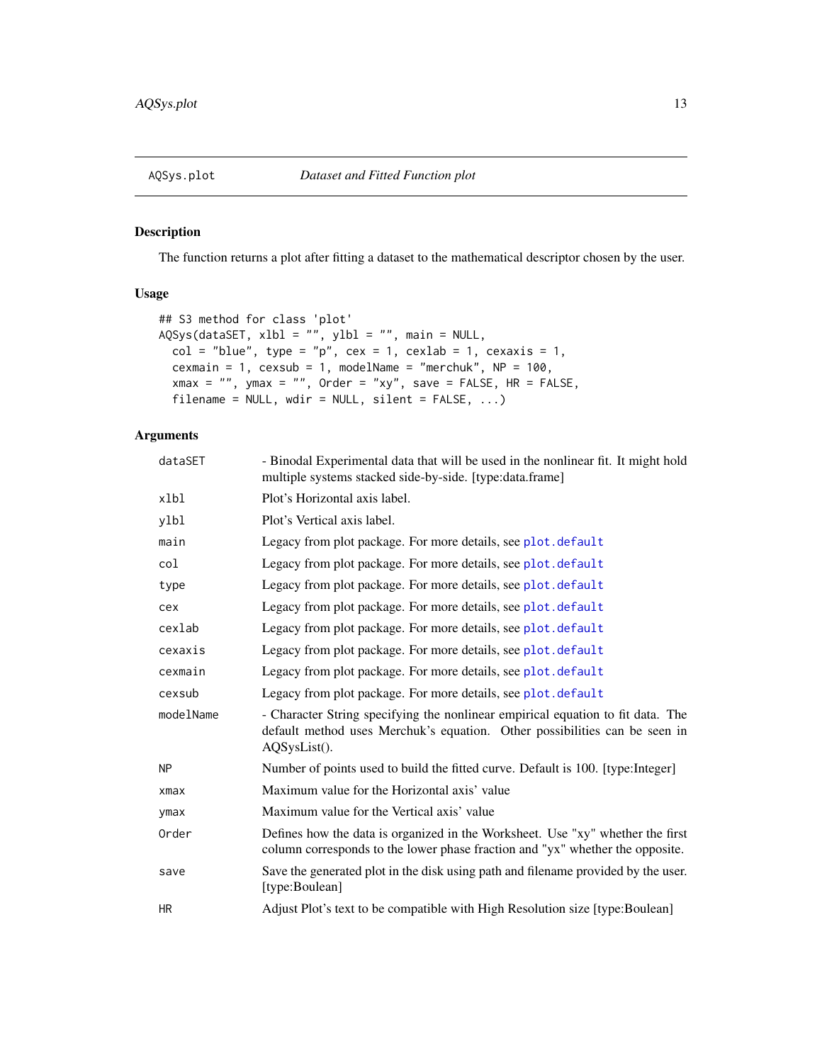AQSys.plot *Dataset and Fitted Function plot*

## Description

The function returns a plot after fitting a dataset to the mathematical descriptor chosen by the user.

## Usage

```
## S3 method for class 'plot'
AQSys(dataSET, xlbl = "", ylbl = "", main = NULL,
  col = "blue", type = "p", cex = 1, cexlab = 1, cexaxis = 1,
  cexmain = 1, cexsub = 1, modelName = "merchuk", NP = 100,
  xmax = "", ymax = "", Order = "xy", save = FALSE, HR = FALSE,
  filename = NULL, wdir = NULL, silent = FALSE, ...)
```

## Arguments

| | |
|---|---|
| dataSET | - Binodal Experimental data that will be used in the nonlinear fit. It might hold multiple systems stacked side-by-side. [type:data.frame] |
| xlbl | Plot's Horizontal axis label. |
| ylbl | Plot's Vertical axis label. |
| main | Legacy from plot package. For more details, see plot.default |
| col | Legacy from plot package. For more details, see plot.default |
| type | Legacy from plot package. For more details, see plot.default |
| cex | Legacy from plot package. For more details, see plot.default |
| cexlab | Legacy from plot package. For more details, see plot.default |
| cexaxis | Legacy from plot package. For more details, see plot.default |
| cexmain | Legacy from plot package. For more details, see plot.default |
| cexsub | Legacy from plot package. For more details, see plot.default |
| modelName | - Character String specifying the nonlinear empirical equation to fit data. The default method uses Merchuk's equation. Other possibilities can be seen in AQSysList(). |
| NP | Number of points used to build the fitted curve. Default is 100. [type:Integer] |
| xmax | Maximum value for the Horizontal axis' value |
| ymax | Maximum value for the Vertical axis' value |
| Order | Defines how the data is organized in the Worksheet. Use "xy" whether the first column corresponds to the lower phase fraction and "yx" whether the opposite. |
| save | Save the generated plot in the disk using path and filename provided by the user. [type:Boulean] |
| HR | Adjust Plot's text to be compatible with High Resolution size [type:Boulean] |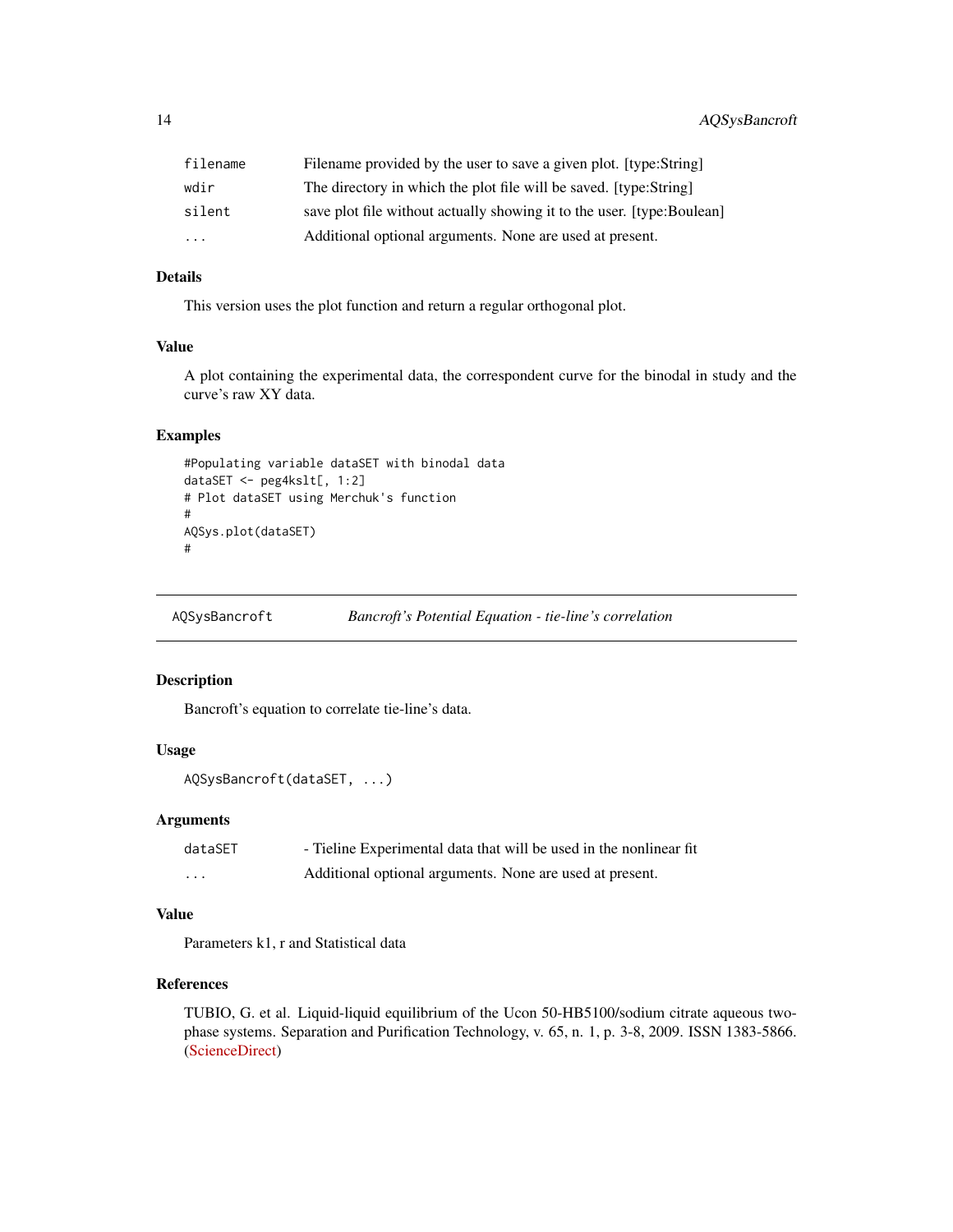| | |
|---|---|
| filename | Filename provided by the user to save a given plot. [type:String] |
| wdir | The directory in which the plot file will be saved. [type:String] |
| silent | save plot file without actually showing it to the user. [type:Boulean] |
| ... | Additional optional arguments. None are used at present. |

### Details

This version uses the plot function and return a regular orthogonal plot.

### Value

A plot containing the experimental data, the correspondent curve for the binodal in study and the curve's raw XY data.

### Examples

```
#Populating variable dataSET with binodal data
dataSET <- peg4kslt[, 1:2]
# Plot dataSET using Merchuk's function
#
AQSys.plot(dataSET)
#
```

---

## AQSysBancroft *Bancroft's Potential Equation - tie-line's correlation*

---

### Description

Bancroft's equation to correlate tie-line's data.

### Usage

```
AQSysBancroft(dataSET, ...)
```

### Arguments

| | |
|---|---|
| dataSET | - Tieline Experimental data that will be used in the nonlinear fit |
| ... | Additional optional arguments. None are used at present. |

### Value

Parameters k1, r and Statistical data

### References

TUBIO, G. et al. Liquid-liquid equilibrium of the Ucon 50-HB5100/sodium citrate aqueous two-phase systems. Separation and Purification Technology, v. 65, n. 1, p. 3-8, 2009. ISSN 1383-5866. (ScienceDirect)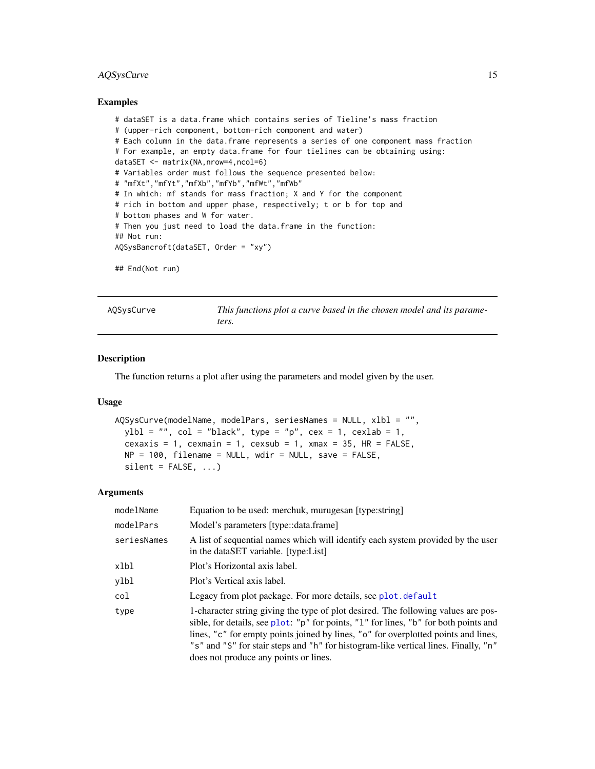### Examples

```
# dataSET is a data.frame which contains series of Tieline's mass fraction
# (upper-rich component, bottom-rich component and water)
# Each column in the data.frame represents a series of one component mass fraction
# For example, an empty data.frame for four tielines can be obtaining using:
dataSET <- matrix(NA,nrow=4,ncol=6)
# Variables order must follows the sequence presented below:
# "mfXt","mfYt","mfXb","mfYb","mfWt","mfWb"
# In which: mf stands for mass fraction; X and Y for the component
# rich in bottom and upper phase, respectively; t or b for top and
# bottom phases and W for water.
# Then you just need to load the data.frame in the function:
## Not run:
AQSysBancroft(dataSET, Order = "xy")

## End(Not run)
```

---

## AQSysCurve — *This functions plot a curve based in the chosen model and its parameters.*

### Description

The function returns a plot after using the parameters and model given by the user.

### Usage

```
AQSysCurve(modelName, modelPars, seriesNames = NULL, xlbl = "",
  ylbl = "", col = "black", type = "p", cex = 1, cexlab = 1,
  cexaxis = 1, cexmain = 1, cexsub = 1, xmax = 35, HR = FALSE,
  NP = 100, filename = NULL, wdir = NULL, save = FALSE,
  silent = FALSE, ...)
```

### Arguments

| | |
|---|---|
| `modelName` | Equation to be used: merchuk, murugesan [type:string] |
| `modelPars` | Model's parameters [type::data.frame] |
| `seriesNames` | A list of sequential names which will identify each system provided by the user in the dataSET variable. [type:List] |
| `xlbl` | Plot's Horizontal axis label. |
| `ylbl` | Plot's Vertical axis label. |
| `col` | Legacy from plot package. For more details, see `plot.default` |
| `type` | 1-character string giving the type of plot desired. The following values are possible, for details, see `plot`: "p" for points, "l" for lines, "b" for both points and lines, "c" for empty points joined by lines, "o" for overplotted points and lines, "s" and "S" for stair steps and "h" for histogram-like vertical lines. Finally, "n" does not produce any points or lines. |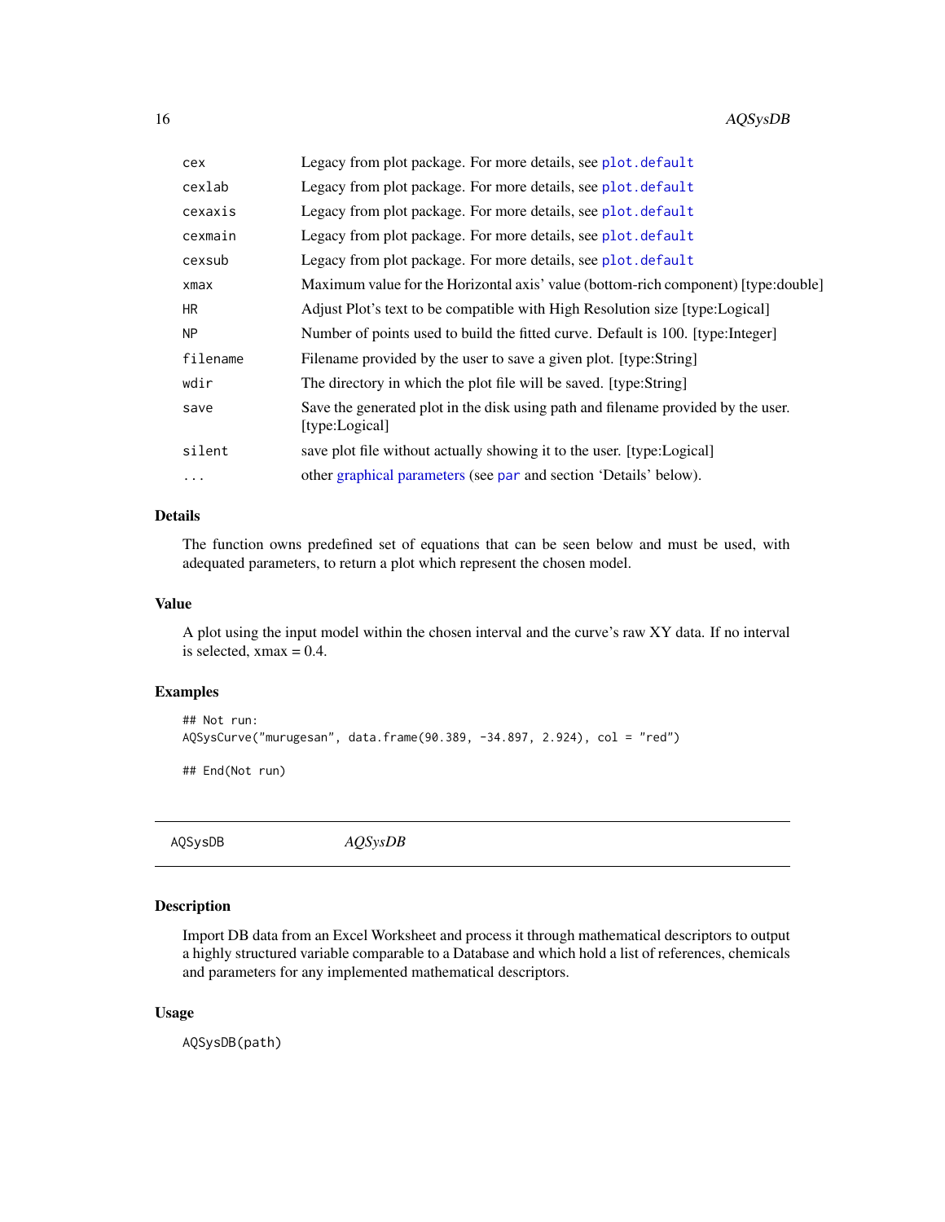| | |
|---|---|
| cex | Legacy from plot package. For more details, see plot.default |
| cexlab | Legacy from plot package. For more details, see plot.default |
| cexaxis | Legacy from plot package. For more details, see plot.default |
| cexmain | Legacy from plot package. For more details, see plot.default |
| cexsub | Legacy from plot package. For more details, see plot.default |
| xmax | Maximum value for the Horizontal axis' value (bottom-rich component) [type:double] |
| HR | Adjust Plot's text to be compatible with High Resolution size [type:Logical] |
| NP | Number of points used to build the fitted curve. Default is 100. [type:Integer] |
| filename | Filename provided by the user to save a given plot. [type:String] |
| wdir | The directory in which the plot file will be saved. [type:String] |
| save | Save the generated plot in the disk using path and filename provided by the user. [type:Logical] |
| silent | save plot file without actually showing it to the user. [type:Logical] |
| ... | other graphical parameters (see par and section 'Details' below). |

### Details

The function owns predefined set of equations that can be seen below and must be used, with adequated parameters, to return a plot which represent the chosen model.

### Value

A plot using the input model within the chosen interval and the curve's raw XY data. If no interval is selected, xmax = 0.4.

### Examples

```
## Not run:
AQSysCurve("murugesan", data.frame(90.389, -34.897, 2.924), col = "red")

## End(Not run)
```

---

## AQSysDB *AQSysDB*

---

### Description

Import DB data from an Excel Worksheet and process it through mathematical descriptors to output a highly structured variable comparable to a Database and which hold a list of references, chemicals and parameters for any implemented mathematical descriptors.

### Usage

```
AQSysDB(path)
```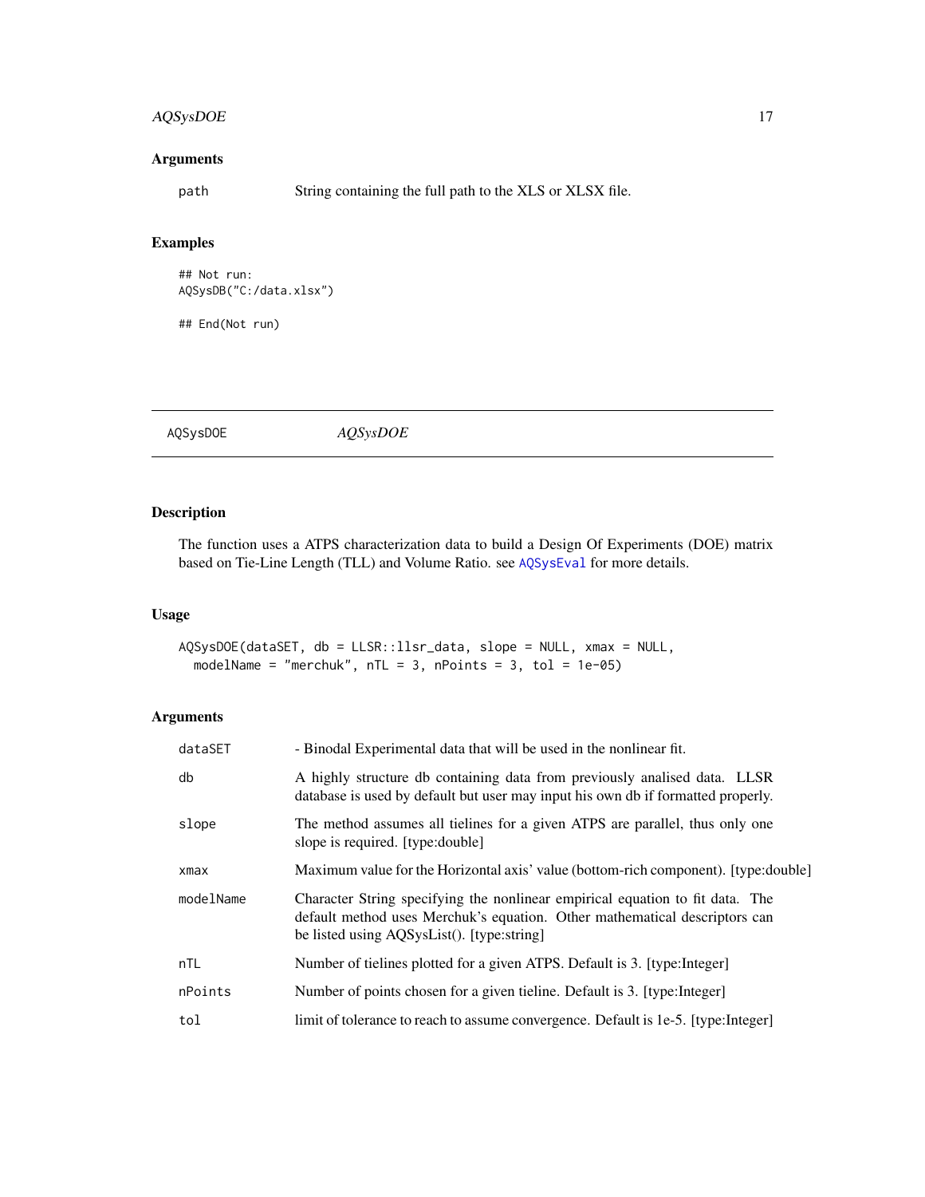## Arguments

| | |
|---|---|
| path | String containing the full path to the XLS or XLSX file. |

## Examples

```
## Not run:
AQSysDB("C:/data.xlsx")

## End(Not run)
```

---

AQSysDOE &emsp; *AQSysDOE*

---

## Description

The function uses a ATPS characterization data to build a Design Of Experiments (DOE) matrix based on Tie-Line Length (TLL) and Volume Ratio. see AQSysEval for more details.

## Usage

```
AQSysDOE(dataSET, db = LLSR::llsr_data, slope = NULL, xmax = NULL,
  modelName = "merchuk", nTL = 3, nPoints = 3, tol = 1e-05)
```

## Arguments

| | |
|---|---|
| dataSET | - Binodal Experimental data that will be used in the nonlinear fit. |
| db | A highly structure db containing data from previously analised data. LLSR database is used by default but user may input his own db if formatted properly. |
| slope | The method assumes all tielines for a given ATPS are parallel, thus only one slope is required. [type:double] |
| xmax | Maximum value for the Horizontal axis' value (bottom-rich component). [type:double] |
| modelName | Character String specifying the nonlinear empirical equation to fit data. The default method uses Merchuk's equation. Other mathematical descriptors can be listed using AQSysList(). [type:string] |
| nTL | Number of tielines plotted for a given ATPS. Default is 3. [type:Integer] |
| nPoints | Number of points chosen for a given tieline. Default is 3. [type:Integer] |
| tol | limit of tolerance to reach to assume convergence. Default is 1e-5. [type:Integer] |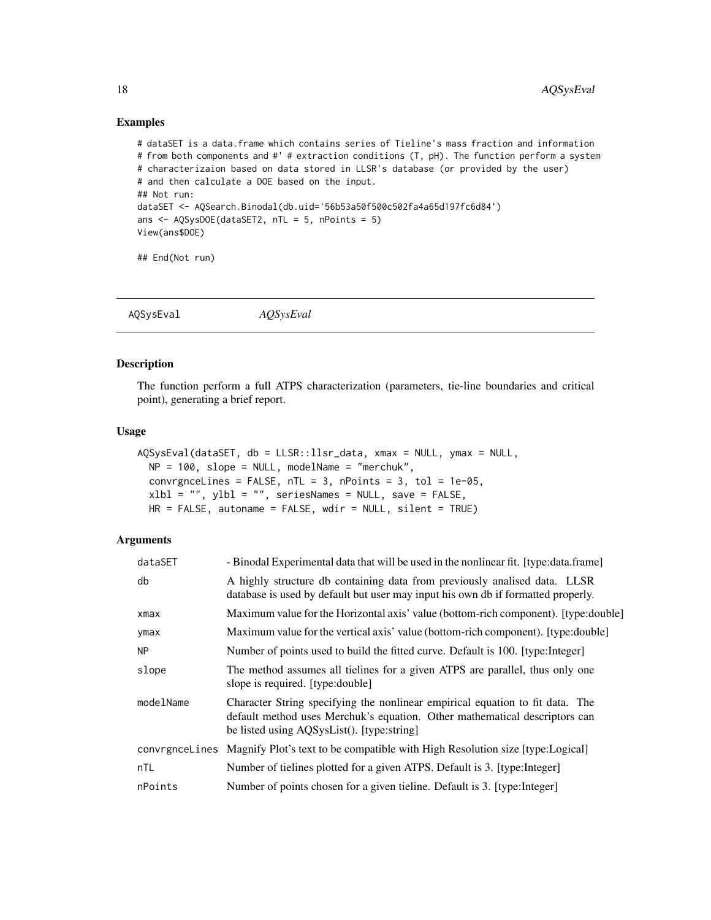### Examples

```
# dataSET is a data.frame which contains series of Tieline's mass fraction and information
# from both components and #' # extraction conditions (T, pH). The function perform a system
# characterizaion based on data stored in LLSR's database (or provided by the user)
# and then calculate a DOE based on the input.
## Not run:
dataSET <- AQSearch.Binodal(db.uid='56b53a50f500c502fa4a65d197fc6d84')
ans <- AQSysDOE(dataSET2, nTL = 5, nPoints = 5)
View(ans$DOE)

## End(Not run)
```

---

## AQSysEval    *AQSysEval*

### Description

The function perform a full ATPS characterization (parameters, tie-line boundaries and critical point), generating a brief report.

### Usage

```
AQSysEval(dataSET, db = LLSR::llsr_data, xmax = NULL, ymax = NULL,
  NP = 100, slope = NULL, modelName = "merchuk",
  convrgnceLines = FALSE, nTL = 3, nPoints = 3, tol = 1e-05,
  xlbl = "", ylbl = "", seriesNames = NULL, save = FALSE,
  HR = FALSE, autoname = FALSE, wdir = NULL, silent = TRUE)
```

### Arguments

| | |
|---|---|
| dataSET | - Binodal Experimental data that will be used in the nonlinear fit. [type:data.frame] |
| db | A highly structure db containing data from previously analised data. LLSR database is used by default but user may input his own db if formatted properly. |
| xmax | Maximum value for the Horizontal axis' value (bottom-rich component). [type:double] |
| ymax | Maximum value for the vertical axis' value (bottom-rich component). [type:double] |
| NP | Number of points used to build the fitted curve. Default is 100. [type:Integer] |
| slope | The method assumes all tielines for a given ATPS are parallel, thus only one slope is required. [type:double] |
| modelName | Character String specifying the nonlinear empirical equation to fit data. The default method uses Merchuk's equation. Other mathematical descriptors can be listed using AQSysList(). [type:string] |
| convrgnceLines | Magnify Plot's text to be compatible with High Resolution size [type:Logical] |
| nTL | Number of tielines plotted for a given ATPS. Default is 3. [type:Integer] |
| nPoints | Number of points chosen for a given tieline. Default is 3. [type:Integer] |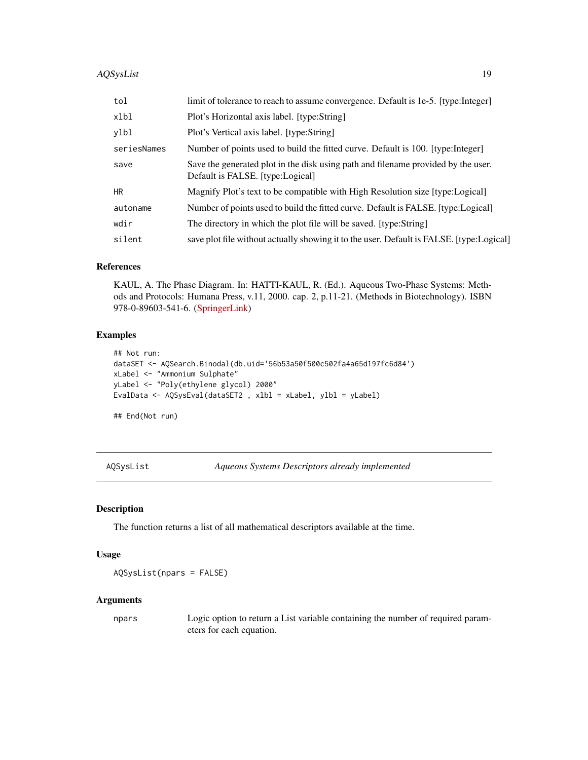| | |
|---|---|
| `tol` | limit of tolerance to reach to assume convergence. Default is 1e-5. [type:Integer] |
| `xlbl` | Plot's Horizontal axis label. [type:String] |
| `ylbl` | Plot's Vertical axis label. [type:String] |
| `seriesNames` | Number of points used to build the fitted curve. Default is 100. [type:Integer] |
| `save` | Save the generated plot in the disk using path and filename provided by the user. Default is FALSE. [type:Logical] |
| `HR` | Magnify Plot's text to be compatible with High Resolution size [type:Logical] |
| `autoname` | Number of points used to build the fitted curve. Default is FALSE. [type:Logical] |
| `wdir` | The directory in which the plot file will be saved. [type:String] |
| `silent` | save plot file without actually showing it to the user. Default is FALSE. [type:Logical] |

### References

KAUL, A. The Phase Diagram. In: HATTI-KAUL, R. (Ed.). Aqueous Two-Phase Systems: Methods and Protocols: Humana Press, v.11, 2000. cap. 2, p.11-21. (Methods in Biotechnology). ISBN 978-0-89603-541-6. (SpringerLink)

### Examples

```
## Not run:
dataSET <- AQSearch.Binodal(db.uid='56b53a50f500c502fa4a65d197fc6d84')
xLabel <- "Ammonium Sulphate"
yLabel <- "Poly(ethylene glycol) 2000"
EvalData <- AQSysEval(dataSET2 , xlbl = xLabel, ylbl = yLabel)

## End(Not run)
```

---

## AQSysList — *Aqueous Systems Descriptors already implemented*

### Description

The function returns a list of all mathematical descriptors available at the time.

### Usage

```
AQSysList(npars = FALSE)
```

### Arguments

| | |
|---|---|
| `npars` | Logic option to return a List variable containing the number of required parameters for each equation. |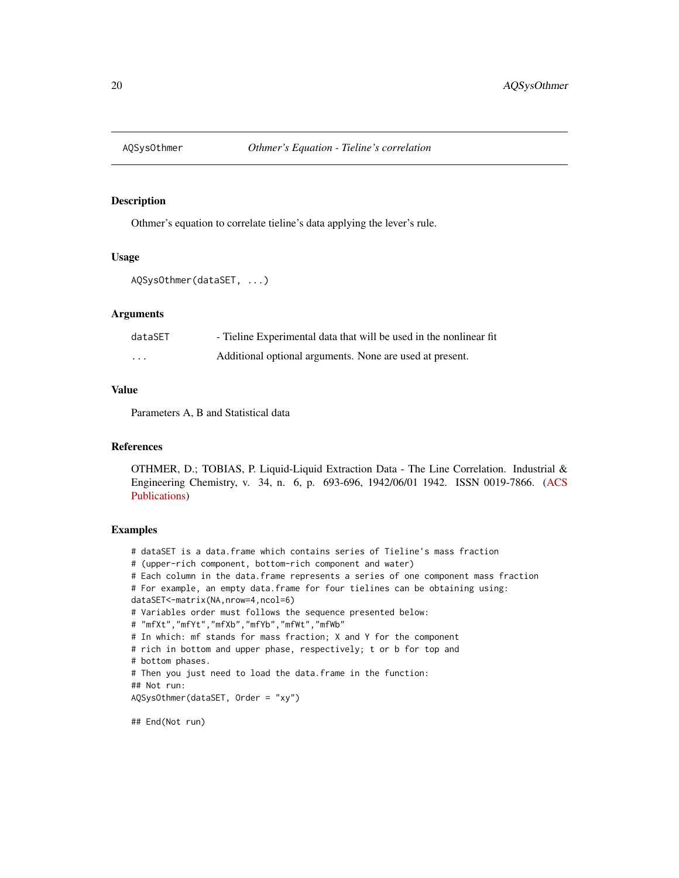# AQSysOthmer — *Othmer's Equation - Tieline's correlation*

## Description

Othmer's equation to correlate tieline's data applying the lever's rule.

## Usage

```
AQSysOthmer(dataSET, ...)
```

## Arguments

| | |
|---|---|
| `dataSET` | - Tieline Experimental data that will be used in the nonlinear fit |
| `...` | Additional optional arguments. None are used at present. |

## Value

Parameters A, B and Statistical data

## References

OTHMER, D.; TOBIAS, P. Liquid-Liquid Extraction Data - The Line Correlation. Industrial & Engineering Chemistry, v. 34, n. 6, p. 693-696, 1942/06/01 1942. ISSN 0019-7866. (ACS Publications)

## Examples

```
# dataSET is a data.frame which contains series of Tieline's mass fraction
# (upper-rich component, bottom-rich component and water)
# Each column in the data.frame represents a series of one component mass fraction
# For example, an empty data.frame for four tielines can be obtaining using:
dataSET<-matrix(NA,nrow=4,ncol=6)
# Variables order must follows the sequence presented below:
# "mfXt","mfYt","mfXb","mfYb","mfWt","mfWb"
# In which: mf stands for mass fraction; X and Y for the component
# rich in bottom and upper phase, respectively; t or b for top and
# bottom phases.
# Then you just need to load the data.frame in the function:
## Not run:
AQSysOthmer(dataSET, Order = "xy")

## End(Not run)
```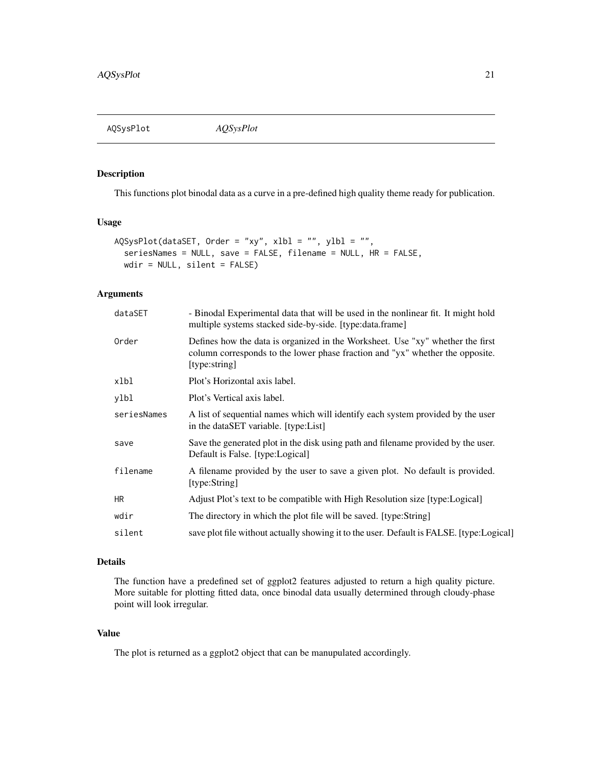## AQSysPlot *AQSysPlot*

### Description

This functions plot binodal data as a curve in a pre-defined high quality theme ready for publication.

### Usage

```
AQSysPlot(dataSET, Order = "xy", xlbl = "", ylbl = "",
  seriesNames = NULL, save = FALSE, filename = NULL, HR = FALSE,
  wdir = NULL, silent = FALSE)
```

### Arguments

| | |
|---|---|
| dataSET | - Binodal Experimental data that will be used in the nonlinear fit. It might hold multiple systems stacked side-by-side. [type:data.frame] |
| Order | Defines how the data is organized in the Worksheet. Use "xy" whether the first column corresponds to the lower phase fraction and "yx" whether the opposite. [type:string] |
| xlbl | Plot's Horizontal axis label. |
| ylbl | Plot's Vertical axis label. |
| seriesNames | A list of sequential names which will identify each system provided by the user in the dataSET variable. [type:List] |
| save | Save the generated plot in the disk using path and filename provided by the user. Default is False. [type:Logical] |
| filename | A filename provided by the user to save a given plot. No default is provided. [type:String] |
| HR | Adjust Plot's text to be compatible with High Resolution size [type:Logical] |
| wdir | The directory in which the plot file will be saved. [type:String] |
| silent | save plot file without actually showing it to the user. Default is FALSE. [type:Logical] |

### Details

The function have a predefined set of ggplot2 features adjusted to return a high quality picture. More suitable for plotting fitted data, once binodal data usually determined through cloudy-phase point will look irregular.

### Value

The plot is returned as a ggplot2 object that can be manupulated accordingly.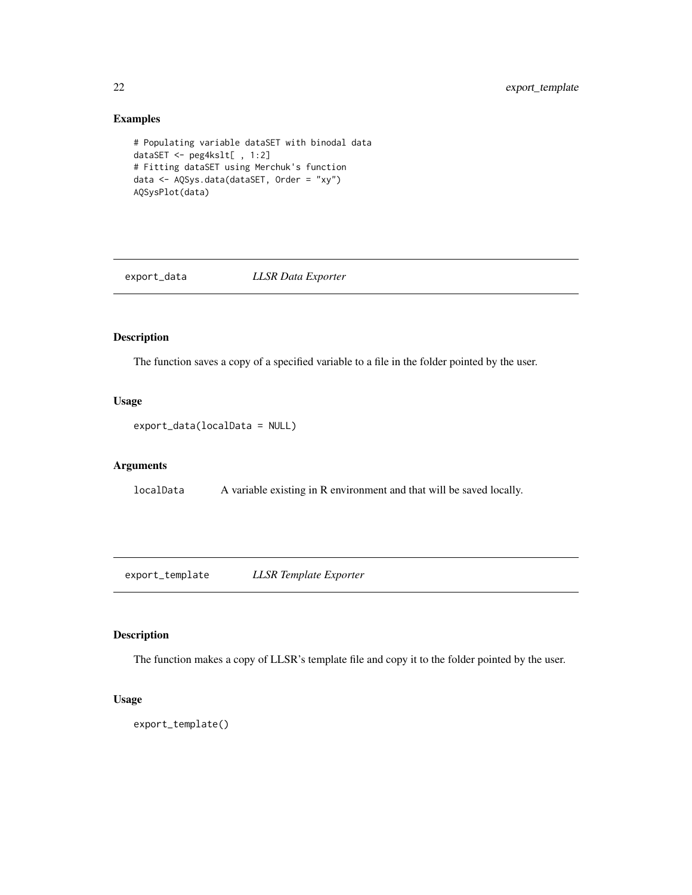## Examples

```
# Populating variable dataSET with binodal data
dataSET <- peg4kslt[ , 1:2]
# Fitting dataSET using Merchuk's function
data <- AQSys.data(dataSET, Order = "xy")
AQSysPlot(data)
```

---

# export_data *LLSR Data Exporter*

---

## Description

The function saves a copy of a specified variable to a file in the folder pointed by the user.

## Usage

```
export_data(localData = NULL)
```

## Arguments

| | |
|---|---|
| localData | A variable existing in R environment and that will be saved locally. |

---

# export_template *LLSR Template Exporter*

---

## Description

The function makes a copy of LLSR's template file and copy it to the folder pointed by the user.

## Usage

```
export_template()
```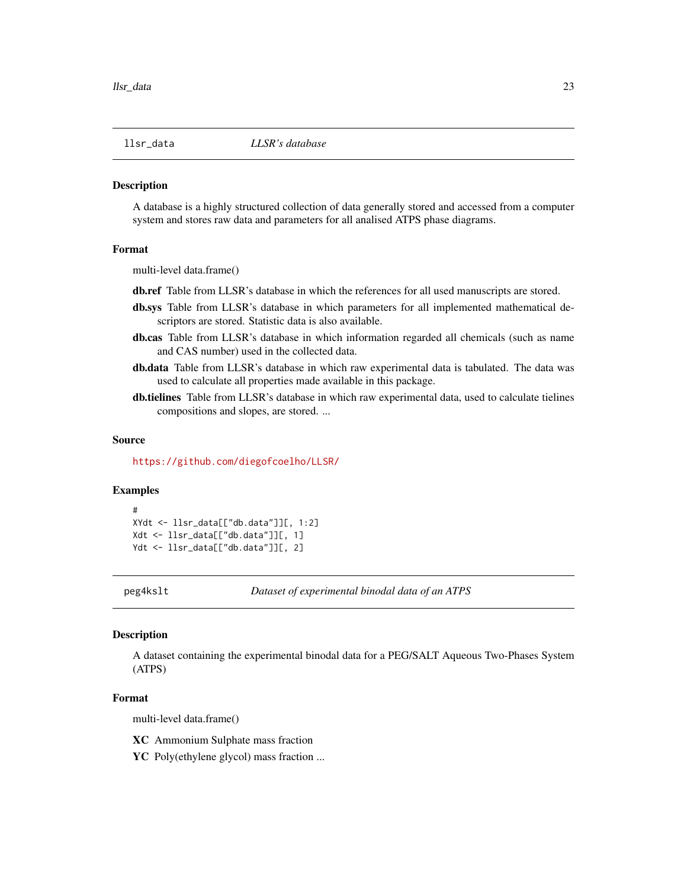## llsr_data *LLSR's database*

### Description

A database is a highly structured collection of data generally stored and accessed from a computer system and stores raw data and parameters for all analised ATPS phase diagrams.

### Format

multi-level data.frame()

**db.ref** Table from LLSR's database in which the references for all used manuscripts are stored.

**db.sys** Table from LLSR's database in which parameters for all implemented mathematical descriptors are stored. Statistic data is also available.

**db.cas** Table from LLSR's database in which information regarded all chemicals (such as name and CAS number) used in the collected data.

**db.data** Table from LLSR's database in which raw experimental data is tabulated. The data was used to calculate all properties made available in this package.

**db.tielines** Table from LLSR's database in which raw experimental data, used to calculate tielines compositions and slopes, are stored. ...

### Source

https://github.com/diegofcoelho/LLSR/

### Examples

```
#
XYdt <- llsr_data[["db.data"]][, 1:2]
Xdt <- llsr_data[["db.data"]][, 1]
Ydt <- llsr_data[["db.data"]][, 2]
```

## peg4kslt *Dataset of experimental binodal data of an ATPS*

### Description

A dataset containing the experimental binodal data for a PEG/SALT Aqueous Two-Phases System (ATPS)

### Format

multi-level data.frame()

**XC** Ammonium Sulphate mass fraction

**YC** Poly(ethylene glycol) mass fraction ...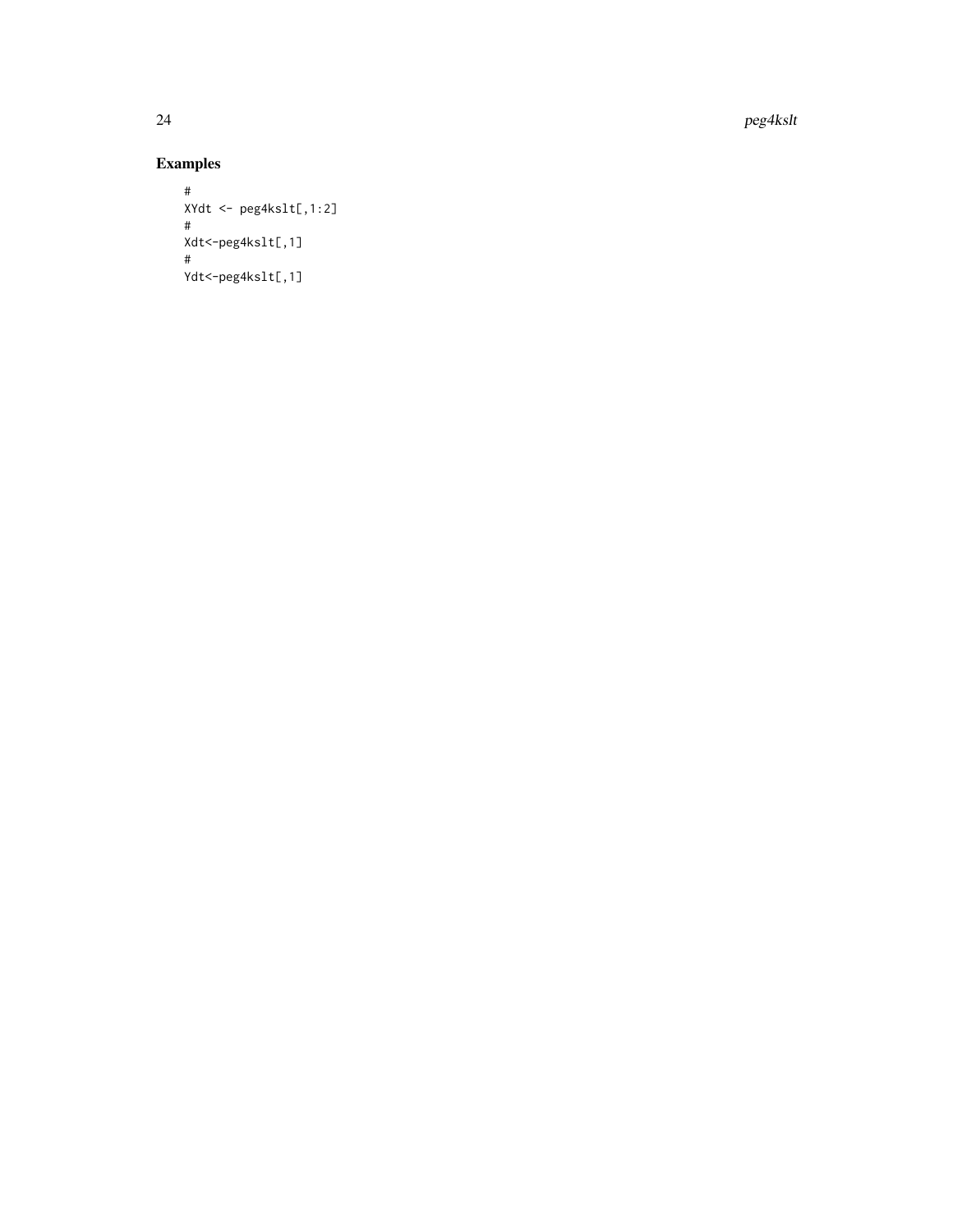## Examples

```
#
XYdt <- peg4kslt[,1:2]
#
Xdt<-peg4kslt[,1]
#
Ydt<-peg4kslt[,1]
```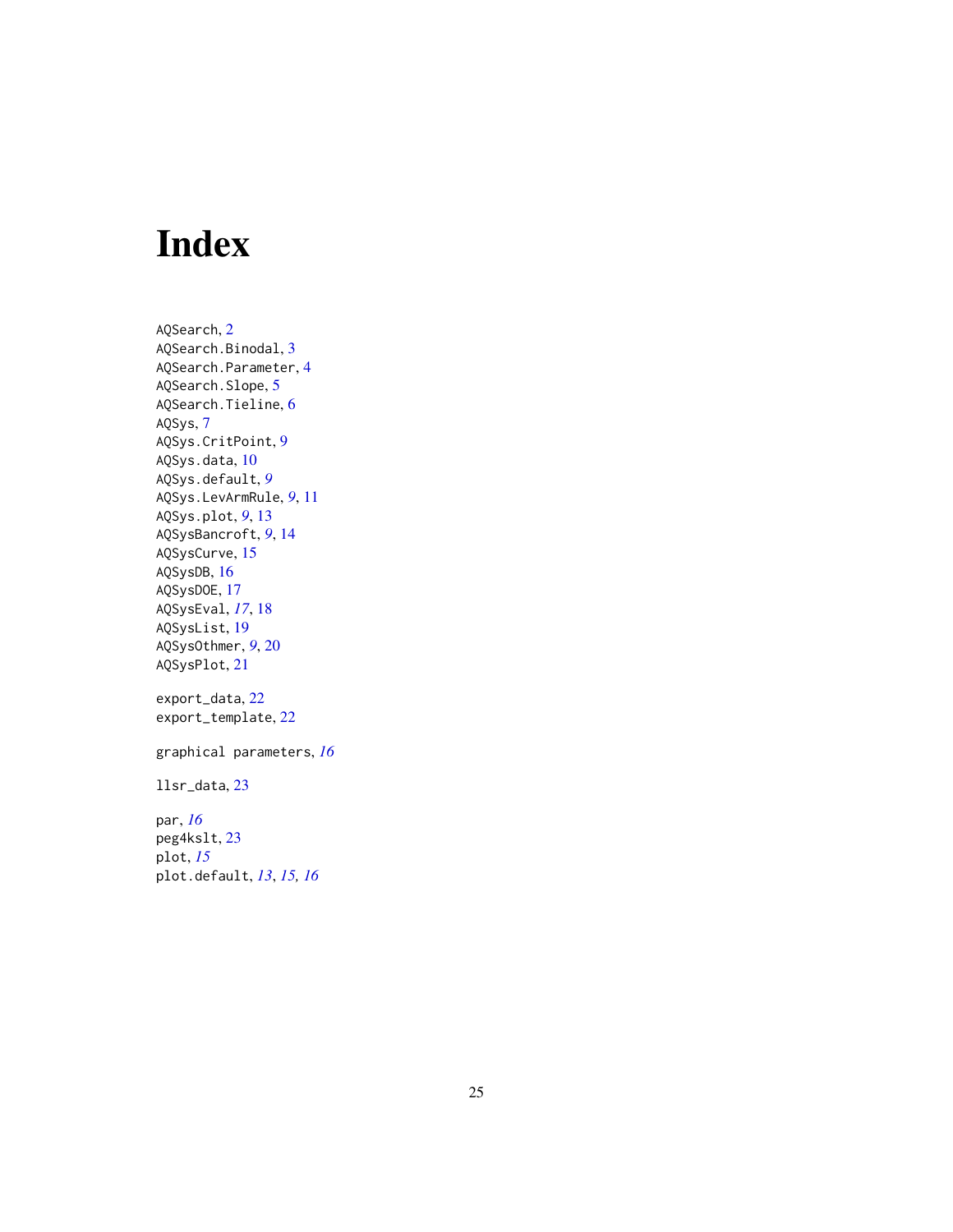# Index

AQSearch, 2
AQSearch.Binodal, 3
AQSearch.Parameter, 4
AQSearch.Slope, 5
AQSearch.Tieline, 6
AQSys, 7
AQSys.CritPoint, 9
AQSys.data, 10
AQSys.default, *9*
AQSys.LevArmRule, *9*, 11
AQSys.plot, *9*, 13
AQSysBancroft, *9*, 14
AQSysCurve, 15
AQSysDB, 16
AQSysDOE, 17
AQSysEval, *17*, 18
AQSysList, 19
AQSysOthmer, *9*, 20
AQSysPlot, 21

export_data, 22
export_template, 22

graphical parameters, *16*

llsr_data, 23

par, *16*
peg4kslt, 23
plot, *15*
plot.default, *13*, *15, 16*